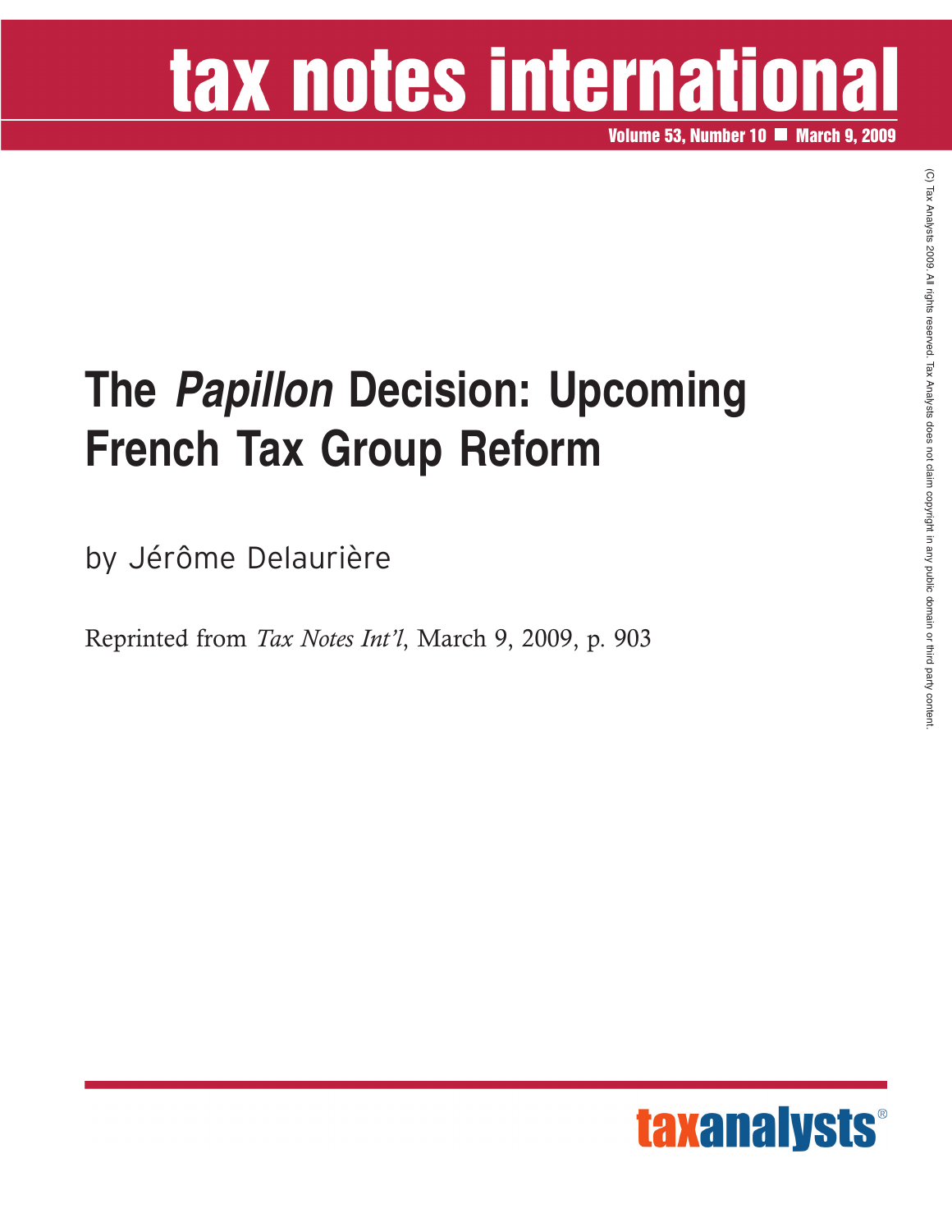# tax notes international

Volume 53, Number 10 ■ March 9, 2009

(C) Tax Analysts 2009. All rights reserved. Tax Analysts does not claim copyright in any public domain or third party content.

# The *Papillon* Decision: Upcoming French Tax Group Reform

by Jérôme Delaurière

Reprinted from *Tax Notes Int'l*, March 9, 2009, p. 903

taxanalysts®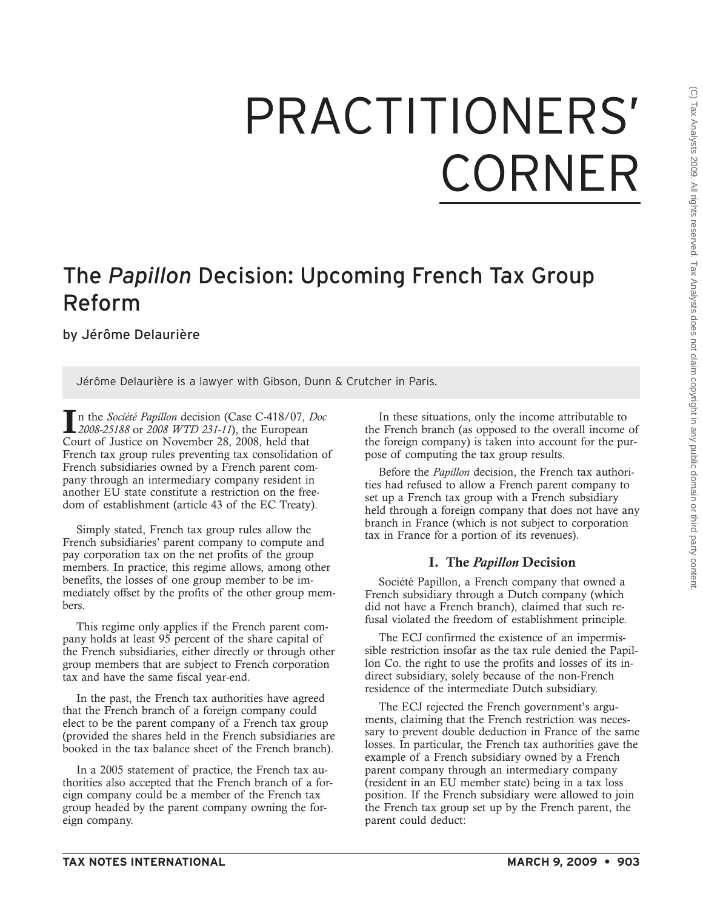# PRACTITIONERS' CORNER

## The *Papillon* Decision: Upcoming French Tax Group Reform

by Jérôme Delaurière

Jérôme Delaurière is a lawyer with Gibson, Dunn & Crutcher in Paris.

In the *Société Papillon* decision (Case C-418/07, *Doc 2008-25188* or *2008 WTD 231-11*), the European Court of Justice on November 28, 2008, held that French tax group rules preventing tax consolidation of French subsidiaries owned by a French parent company through an intermediary company resident in another EU state constitute a restriction on the freedom of establishment (article 43 of the EC Treaty).

Simply stated, French tax group rules allow the French subsidiaries' parent company to compute and pay corporation tax on the net profits of the group members. In practice, this regime allows, among other benefits, the losses of one group member to be immediately offset by the profits of the other group members.

This regime only applies if the French parent company holds at least 95 percent of the share capital of the French subsidiaries, either directly or through other group members that are subject to French corporation tax and have the same fiscal year-end.

In the past, the French tax authorities have agreed that the French branch of a foreign company could elect to be the parent company of a French tax group (provided the shares held in the French subsidiaries are booked in the tax balance sheet of the French branch).

In a 2005 statement of practice, the French tax authorities also accepted that the French branch of a foreign company could be a member of the French tax group headed by the parent company owning the foreign company.

In these situations, only the income attributable to the French branch (as opposed to the overall income of the foreign company) is taken into account for the purpose of computing the tax group results.

Before the *Papillon* decision, the French tax authorities had refused to allow a French parent company to set up a French tax group with a French subsidiary held through a foreign company that does not have any branch in France (which is not subject to corporation tax in France for a portion of its revenues).

### I. The *Papillon* Decision

Société Papillon, a French company that owned a French subsidiary through a Dutch company (which did not have a French branch), claimed that such refusal violated the freedom of establishment principle.

The ECJ confirmed the existence of an impermissible restriction insofar as the tax rule denied the Papillon Co. the right to use the profits and losses of its indirect subsidiary, solely because of the non-French residence of the intermediate Dutch subsidiary.

The ECJ rejected the French government's arguments, claiming that the French restriction was necessary to prevent double deduction in France of the same losses. In particular, the French tax authorities gave the example of a French subsidiary owned by a French parent company through an intermediary company (resident in an EU member state) being in a tax loss position. If the French subsidiary were allowed to join the French tax group set up by the French parent, the parent could deduct: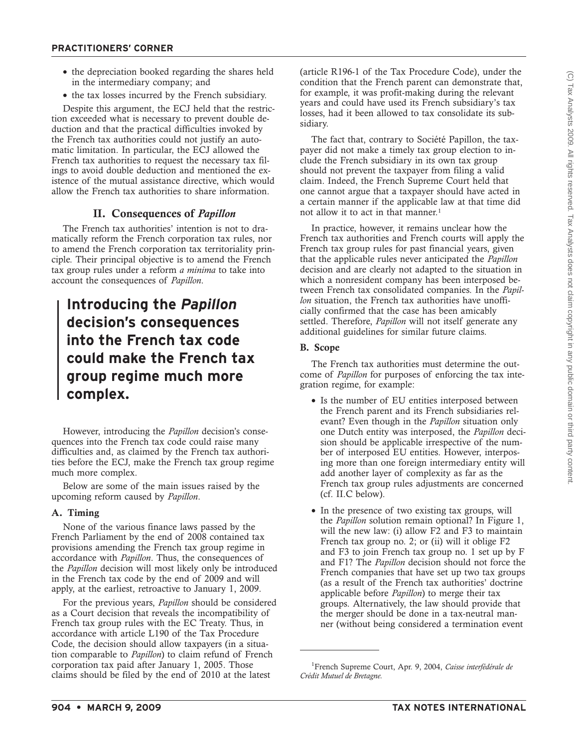- the depreciation booked regarding the shares held in the intermediary company; and
- the tax losses incurred by the French subsidiary.

Despite this argument, the ECJ held that the restriction exceeded what is necessary to prevent double deduction and that the practical difficulties invoked by the French tax authorities could not justify an automatic limitation. In particular, the ECJ allowed the French tax authorities to request the necessary tax filings to avoid double deduction and mentioned the existence of the mutual assistance directive, which would allow the French tax authorities to share information.

## II. Consequences of *Papillon*

The French tax authorities' intention is not to dramatically reform the French corporation tax rules, nor to amend the French corporation tax territoriality principle. Their principal objective is to amend the French tax group rules under a reform *a minima* to take into account the consequences of *Papillon*.

> **Introducing the *Papillon* decision's consequences into the French tax code could make the French tax group regime much more complex.**

However, introducing the *Papillon* decision's consequences into the French tax code could raise many difficulties and, as claimed by the French tax authorities before the ECJ, make the French tax group regime much more complex.

Below are some of the main issues raised by the upcoming reform caused by *Papillon*.

### A. Timing

None of the various finance laws passed by the French Parliament by the end of 2008 contained tax provisions amending the French tax group regime in accordance with *Papillon*. Thus, the consequences of the *Papillon* decision will most likely only be introduced in the French tax code by the end of 2009 and will apply, at the earliest, retroactive to January 1, 2009.

For the previous years, *Papillon* should be considered as a Court decision that reveals the incompatibility of French tax group rules with the EC Treaty. Thus, in accordance with article L190 of the Tax Procedure Code, the decision should allow taxpayers (in a situation comparable to *Papillon*) to claim refund of French corporation tax paid after January 1, 2005. Those claims should be filed by the end of 2010 at the latest (article R196-1 of the Tax Procedure Code), under the condition that the French parent can demonstrate that, for example, it was profit-making during the relevant years and could have used its French subsidiary's tax losses, had it been allowed to tax consolidate its subsidiary.

The fact that, contrary to Société Papillon, the taxpayer did not make a timely tax group election to include the French subsidiary in its own tax group should not prevent the taxpayer from filing a valid claim. Indeed, the French Supreme Court held that one cannot argue that a taxpayer should have acted in a certain manner if the applicable law at that time did not allow it to act in that manner.[1]

In practice, however, it remains unclear how the French tax authorities and French courts will apply the French tax group rules for past financial years, given that the applicable rules never anticipated the *Papillon* decision and are clearly not adapted to the situation in which a nonresident company has been interposed between French tax consolidated companies. In the *Papillon* situation, the French tax authorities have unofficially confirmed that the case has been amicably settled. Therefore, *Papillon* will not itself generate any additional guidelines for similar future claims.

### B. Scope

The French tax authorities must determine the outcome of *Papillon* for purposes of enforcing the tax integration regime, for example:

- Is the number of EU entities interposed between the French parent and its French subsidiaries relevant? Even though in the *Papillon* situation only one Dutch entity was interposed, the *Papillon* decision should be applicable irrespective of the number of interposed EU entities. However, interposing more than one foreign intermediary entity will add another layer of complexity as far as the French tax group rules adjustments are concerned (cf. II.C below).
- In the presence of two existing tax groups, will the *Papillon* solution remain optional? In Figure 1, will the new law: (i) allow F2 and F3 to maintain French tax group no. 2; or (ii) will it oblige F2 and F3 to join French tax group no. 1 set up by F and F1? The *Papillon* decision should not force the French companies that have set up two tax groups (as a result of the French tax authorities' doctrine applicable before *Papillon*) to merge their tax groups. Alternatively, the law should provide that the merger should be done in a tax-neutral manner (without being considered a termination event

---

[1] French Supreme Court, Apr. 9, 2004, *Caisse interfédérale de Crédit Mutuel de Bretagne*.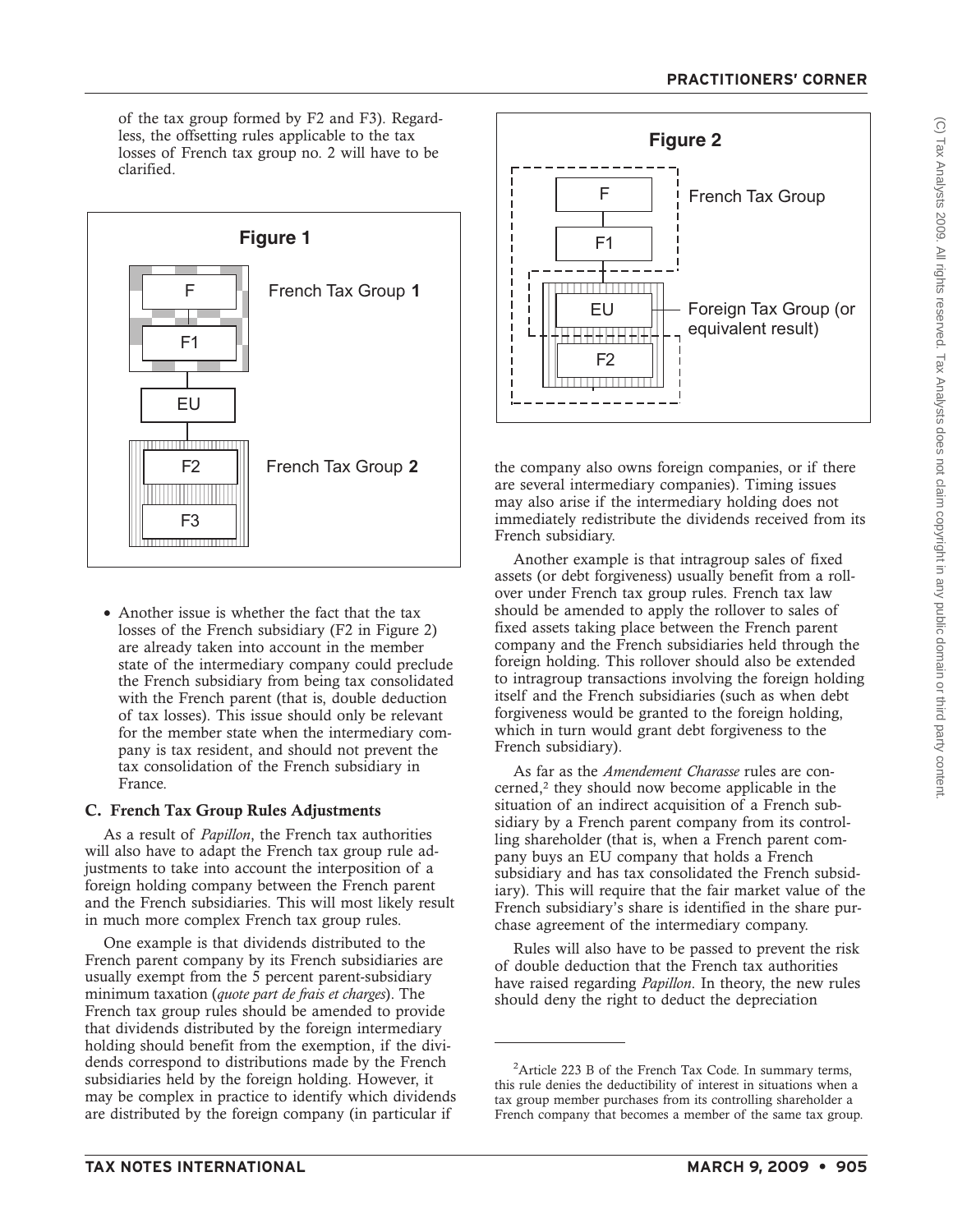of the tax group formed by F2 and F3). Regardless, the offsetting rules applicable to the tax losses of French tax group no. 2 will have to be clarified.

**Figure 1**

F — F1: French Tax Group **1**

EU

F2 — F3: French Tax Group **2**

- Another issue is whether the fact that the tax losses of the French subsidiary (F2 in Figure 2) are already taken into account in the member state of the intermediary company could preclude the French subsidiary from being tax consolidated with the French parent (that is, double deduction of tax losses). This issue should only be relevant for the member state when the intermediary company is tax resident, and should not prevent the tax consolidation of the French subsidiary in France.

### C. French Tax Group Rules Adjustments

As a result of *Papillon*, the French tax authorities will also have to adapt the French tax group rule adjustments to take into account the interposition of a foreign holding company between the French parent and the French subsidiaries. This will most likely result in much more complex French tax group rules.

One example is that dividends distributed to the French parent company by its French subsidiaries are usually exempt from the 5 percent parent-subsidiary minimum taxation (*quote part de frais et charges*). The French tax group rules should be amended to provide that dividends distributed by the foreign intermediary holding should benefit from the exemption, if the dividends correspond to distributions made by the French subsidiaries held by the foreign holding. However, it may be complex in practice to identify which dividends are distributed by the foreign company (in particular if the company also owns foreign companies, or if there are several intermediary companies). Timing issues may also arise if the intermediary holding does not immediately redistribute the dividends received from its French subsidiary.

**Figure 2**

F — F1 — EU: French Tax Group

EU — F2: Foreign Tax Group (or equivalent result)

Another example is that intragroup sales of fixed assets (or debt forgiveness) usually benefit from a rollover under French tax group rules. French tax law should be amended to apply the rollover to sales of fixed assets taking place between the French parent company and the French subsidiaries held through the foreign holding. This rollover should also be extended to intragroup transactions involving the foreign holding itself and the French subsidiaries (such as when debt forgiveness would be granted to the foreign holding, which in turn would grant debt forgiveness to the French subsidiary).

As far as the *Amendement Charasse* rules are concerned,[2] they should now become applicable in the situation of an indirect acquisition of a French subsidiary by a French parent company from its controlling shareholder (that is, when a French parent company buys an EU company that holds a French subsidiary and has tax consolidated the French subsidiary). This will require that the fair market value of the French subsidiary's share is identified in the share purchase agreement of the intermediary company.

Rules will also have to be passed to prevent the risk of double deduction that the French tax authorities have raised regarding *Papillon*. In theory, the new rules should deny the right to deduct the depreciation

---

[2]Article 223 B of the French Tax Code. In summary terms, this rule denies the deductibility of interest in situations when a tax group member purchases from its controlling shareholder a French company that becomes a member of the same tax group.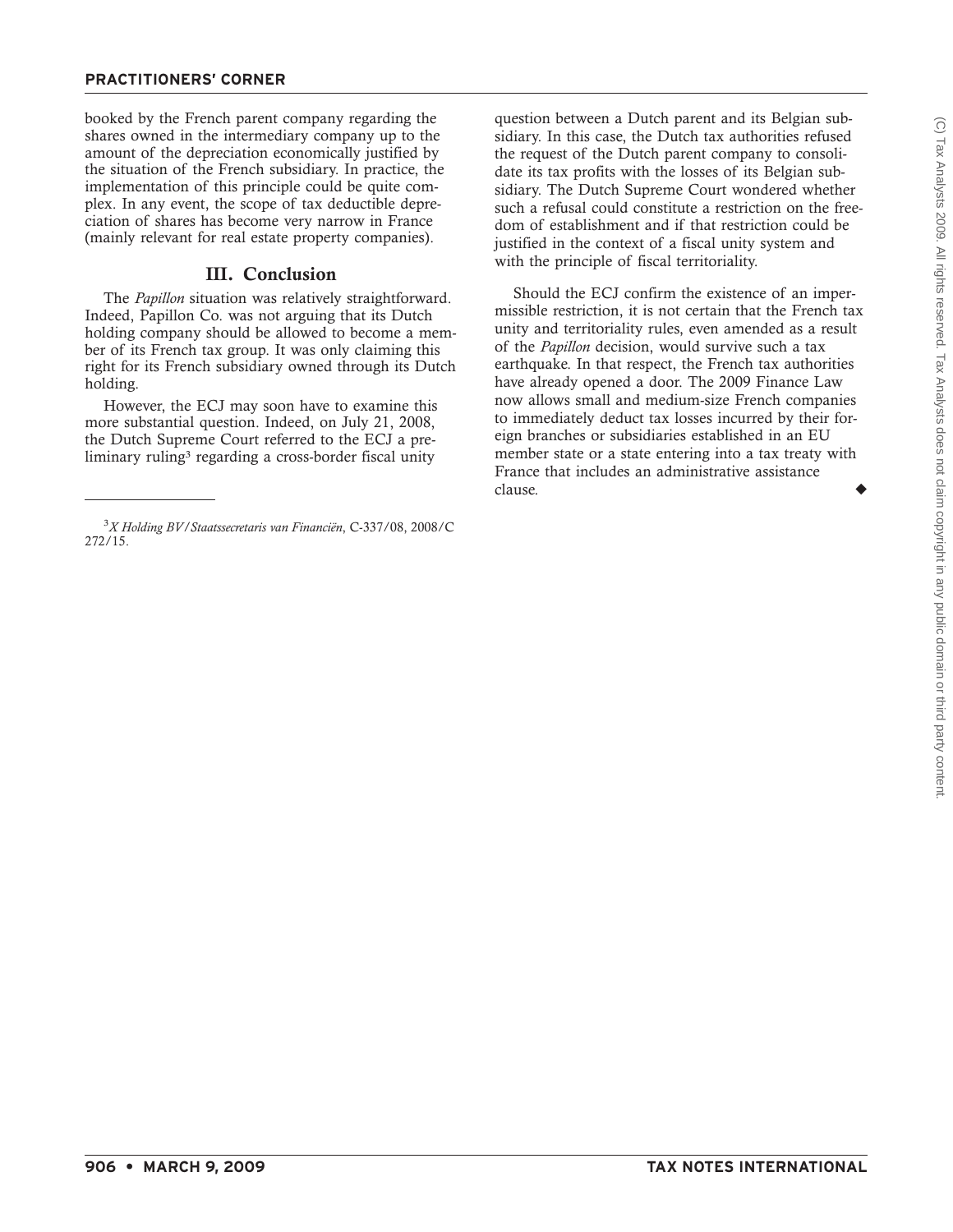booked by the French parent company regarding the shares owned in the intermediary company up to the amount of the depreciation economically justified by the situation of the French subsidiary. In practice, the implementation of this principle could be quite complex. In any event, the scope of tax deductible depreciation of shares has become very narrow in France (mainly relevant for real estate property companies).

## III. Conclusion

The *Papillon* situation was relatively straightforward. Indeed, Papillon Co. was not arguing that its Dutch holding company should be allowed to become a member of its French tax group. It was only claiming this right for its French subsidiary owned through its Dutch holding.

However, the ECJ may soon have to examine this more substantial question. Indeed, on July 21, 2008, the Dutch Supreme Court referred to the ECJ a preliminary ruling[3] regarding a cross-border fiscal unity question between a Dutch parent and its Belgian subsidiary. In this case, the Dutch tax authorities refused the request of the Dutch parent company to consolidate its tax profits with the losses of its Belgian subsidiary. The Dutch Supreme Court wondered whether such a refusal could constitute a restriction on the freedom of establishment and if that restriction could be justified in the context of a fiscal unity system and with the principle of fiscal territoriality.

Should the ECJ confirm the existence of an impermissible restriction, it is not certain that the French tax unity and territoriality rules, even amended as a result of the *Papillon* decision, would survive such a tax earthquake. In that respect, the French tax authorities have already opened a door. The 2009 Finance Law now allows small and medium-size French companies to immediately deduct tax losses incurred by their foreign branches or subsidiaries established in an EU member state or a state entering into a tax treaty with France that includes an administrative assistance clause. ◆

[3] *X Holding BV/Staatssecretaris van Financiën*, C-337/08, 2008/C 272/15.